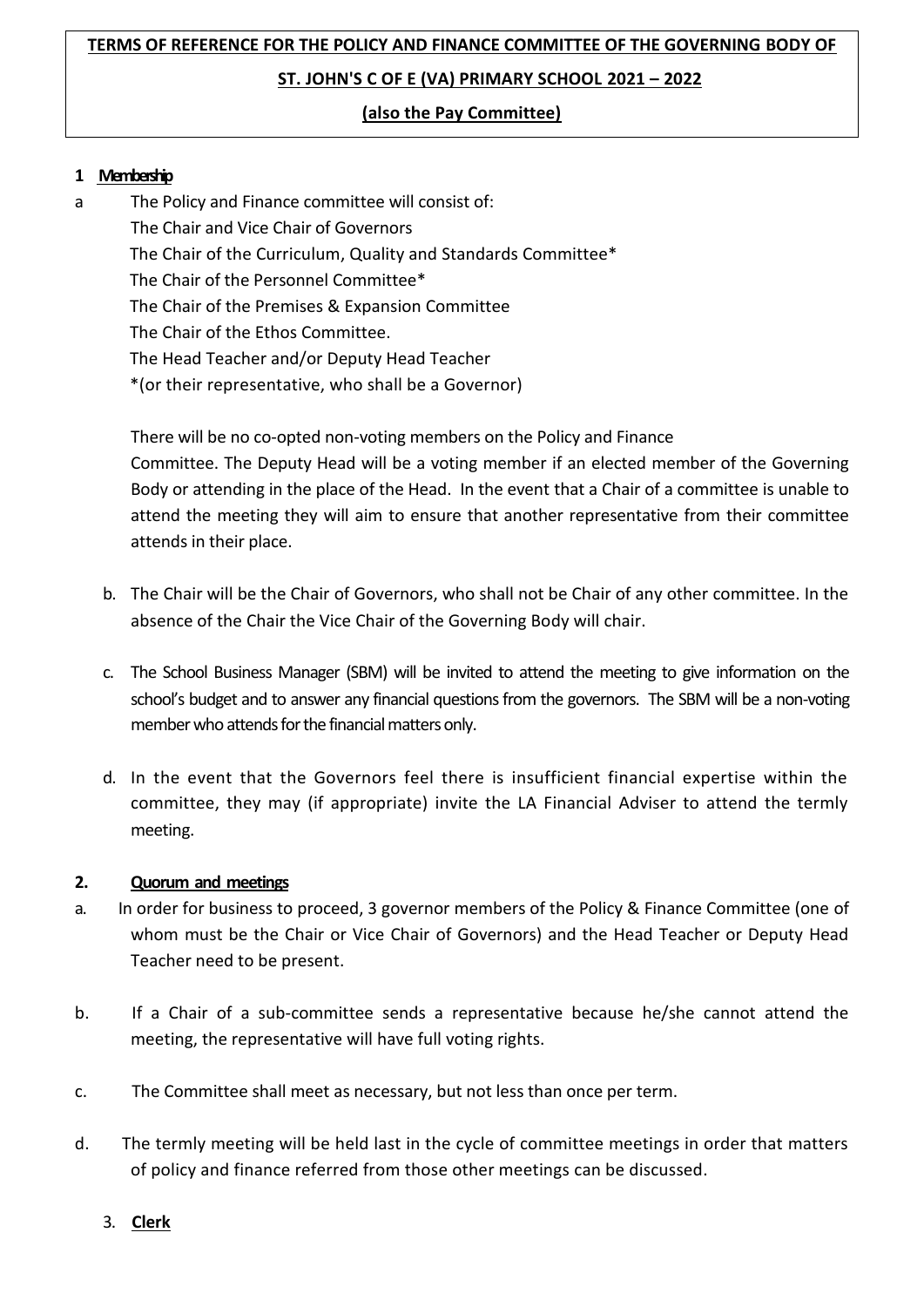**TERMS OF REFERENCE FOR THE POLICY AND FINANCE COMMITTEE OF THE GOVERNING BODY OF ST. JOHN'S C OF E (VA) PRIMARY SCHOOL 2021 – 2022**

**(also the Pay Committee)**

## 1 Membership

a The Policy and Finance committee will consist of:

The Chair and Vice Chair of Governors
The Chair of the Curriculum, Quality and Standards Committee*
The Chair of the Personnel Committee*
The Chair of the Premises & Expansion Committee
The Chair of the Ethos Committee.
The Head Teacher and/or Deputy Head Teacher
*(or their representative, who shall be a Governor)

There will be no co-opted non-voting members on the Policy and Finance Committee. The Deputy Head will be a voting member if an elected member of the Governing Body or attending in the place of the Head. In the event that a Chair of a committee is unable to attend the meeting they will aim to ensure that another representative from their committee attends in their place.

b. The Chair will be the Chair of Governors, who shall not be Chair of any other committee. In the absence of the Chair the Vice Chair of the Governing Body will chair.

c. The School Business Manager (SBM) will be invited to attend the meeting to give information on the school's budget and to answer any financial questions from the governors. The SBM will be a non-voting member who attends for the financial matters only.

d. In the event that the Governors feel there is insufficient financial expertise within the committee, they may (if appropriate) invite the LA Financial Adviser to attend the termly meeting.

## 2. Quorum and meetings

a. In order for business to proceed, 3 governor members of the Policy & Finance Committee (one of whom must be the Chair or Vice Chair of Governors) and the Head Teacher or Deputy Head Teacher need to be present.

b. If a Chair of a sub-committee sends a representative because he/she cannot attend the meeting, the representative will have full voting rights.

c. The Committee shall meet as necessary, but not less than once per term.

d. The termly meeting will be held last in the cycle of committee meetings in order that matters of policy and finance referred from those other meetings can be discussed.

## 3. Clerk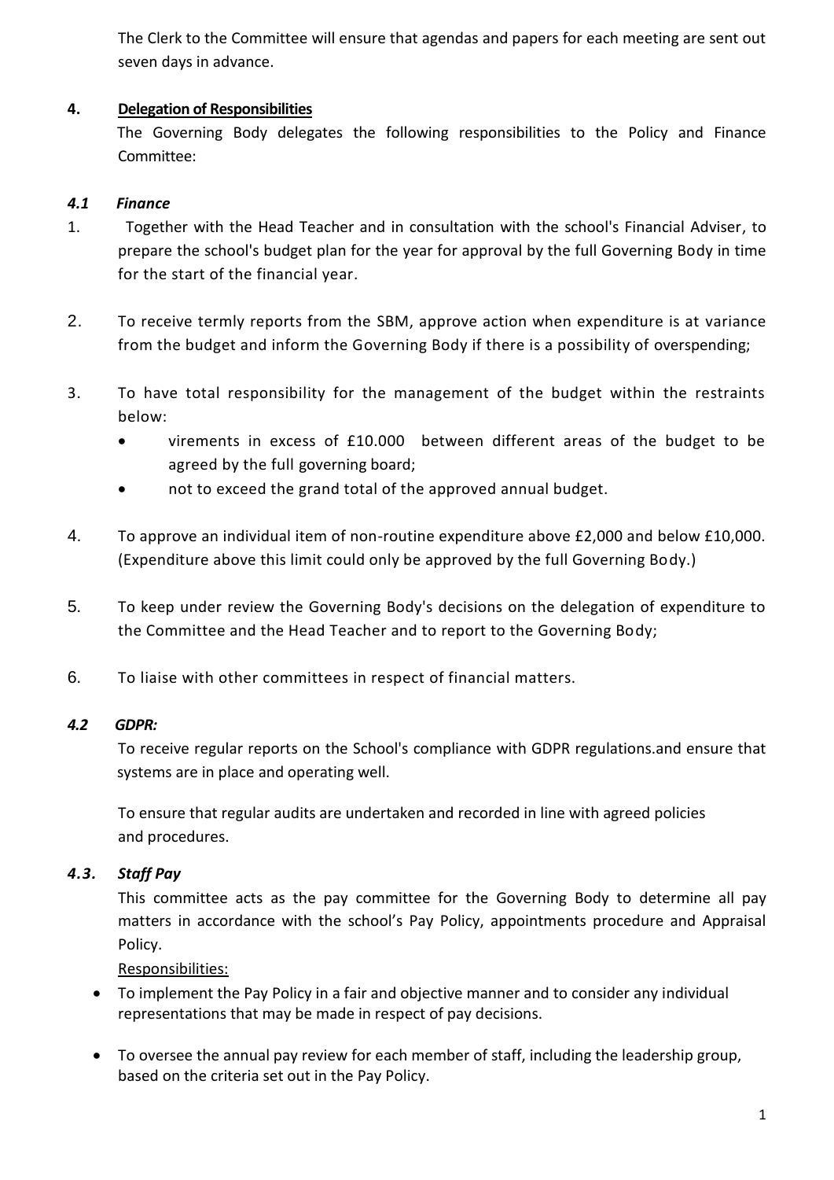The Clerk to the Committee will ensure that agendas and papers for each meeting are sent out seven days in advance.

## 4. Delegation of Responsibilities

The Governing Body delegates the following responsibilities to the Policy and Finance Committee:

### *4.1 Finance*

1. Together with the Head Teacher and in consultation with the school's Financial Adviser, to prepare the school's budget plan for the year for approval by the full Governing Body in time for the start of the financial year.

2. To receive termly reports from the SBM, approve action when expenditure is at variance from the budget and inform the Governing Body if there is a possibility of overspending;

3. To have total responsibility for the management of the budget within the restraints below:
   - virements in excess of £10.000 between different areas of the budget to be agreed by the full governing board;
   - not to exceed the grand total of the approved annual budget.

4. To approve an individual item of non-routine expenditure above £2,000 and below £10,000. (Expenditure above this limit could only be approved by the full Governing Body.)

5. To keep under review the Governing Body's decisions on the delegation of expenditure to the Committee and the Head Teacher and to report to the Governing Body;

6. To liaise with other committees in respect of financial matters.

### *4.2 GDPR:*

To receive regular reports on the School's compliance with GDPR regulations.and ensure that systems are in place and operating well.

To ensure that regular audits are undertaken and recorded in line with agreed policies and procedures.

### *4.3. Staff Pay*

This committee acts as the pay committee for the Governing Body to determine all pay matters in accordance with the school's Pay Policy, appointments procedure and Appraisal Policy.

Responsibilities:

- To implement the Pay Policy in a fair and objective manner and to consider any individual representations that may be made in respect of pay decisions.

- To oversee the annual pay review for each member of staff, including the leadership group, based on the criteria set out in the Pay Policy.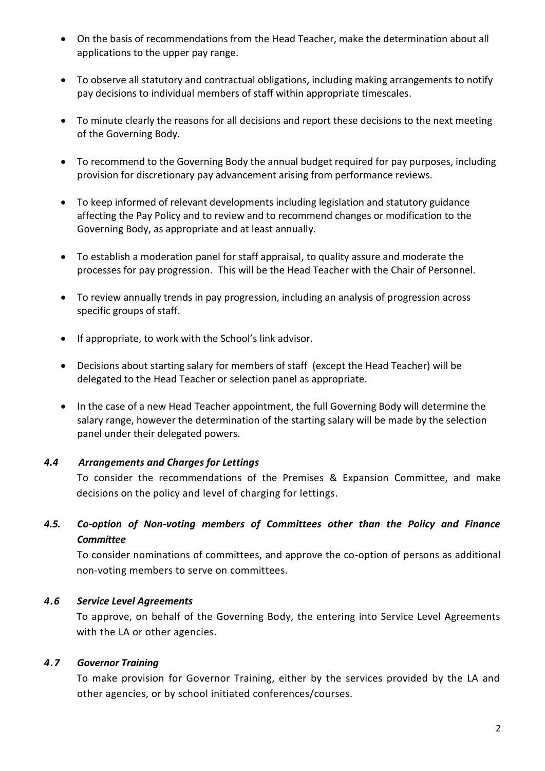- On the basis of recommendations from the Head Teacher, make the determination about all applications to the upper pay range.
- To observe all statutory and contractual obligations, including making arrangements to notify pay decisions to individual members of staff within appropriate timescales.
- To minute clearly the reasons for all decisions and report these decisions to the next meeting of the Governing Body.
- To recommend to the Governing Body the annual budget required for pay purposes, including provision for discretionary pay advancement arising from performance reviews.
- To keep informed of relevant developments including legislation and statutory guidance affecting the Pay Policy and to review and to recommend changes or modification to the Governing Body, as appropriate and at least annually.
- To establish a moderation panel for staff appraisal, to quality assure and moderate the processes for pay progression. This will be the Head Teacher with the Chair of Personnel.
- To review annually trends in pay progression, including an analysis of progression across specific groups of staff.
- If appropriate, to work with the School's link advisor.
- Decisions about starting salary for members of staff (except the Head Teacher) will be delegated to the Head Teacher or selection panel as appropriate.
- In the case of a new Head Teacher appointment, the full Governing Body will determine the salary range, however the determination of the starting salary will be made by the selection panel under their delegated powers.

### *4.4 Arrangements and Charges for Lettings*

To consider the recommendations of the Premises & Expansion Committee, and make decisions on the policy and level of charging for lettings.

### *4.5. Co-option of Non-voting members of Committees other than the Policy and Finance Committee*

To consider nominations of committees, and approve the co-option of persons as additional non-voting members to serve on committees.

### *4.6 Service Level Agreements*

To approve, on behalf of the Governing Body, the entering into Service Level Agreements with the LA or other agencies.

### *4.7 Governor Training*

To make provision for Governor Training, either by the services provided by the LA and other agencies, or by school initiated conferences/courses.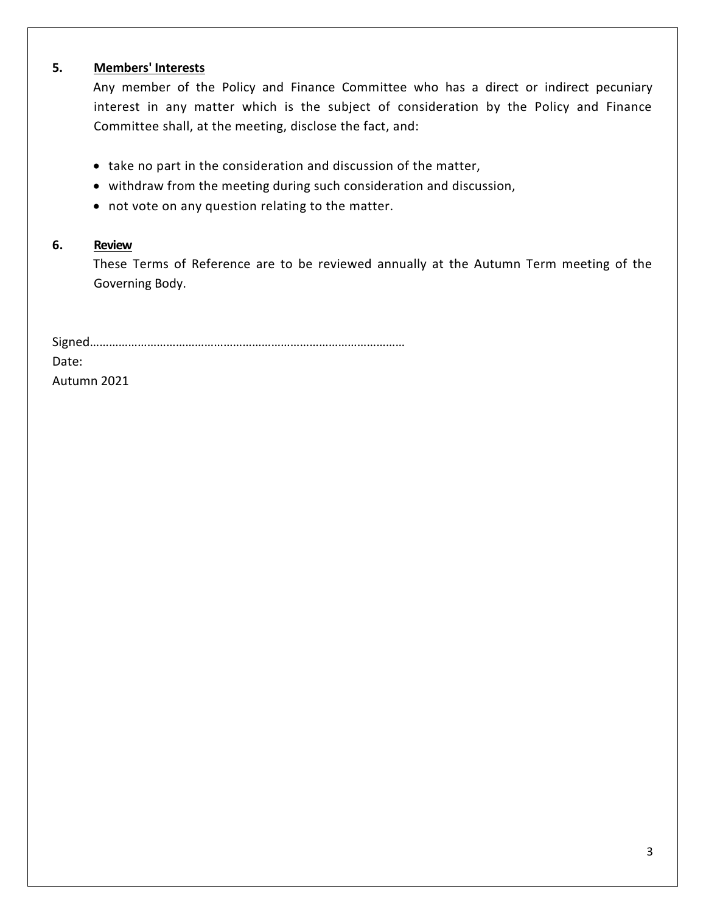## 5. Members' Interests

Any member of the Policy and Finance Committee who has a direct or indirect pecuniary interest in any matter which is the subject of consideration by the Policy and Finance Committee shall, at the meeting, disclose the fact, and:

- take no part in the consideration and discussion of the matter,
- withdraw from the meeting during such consideration and discussion,
- not vote on any question relating to the matter.

## 6. Review

These Terms of Reference are to be reviewed annually at the Autumn Term meeting of the Governing Body.

Signed………………………………………………………………………………………

Date:

Autumn 2021